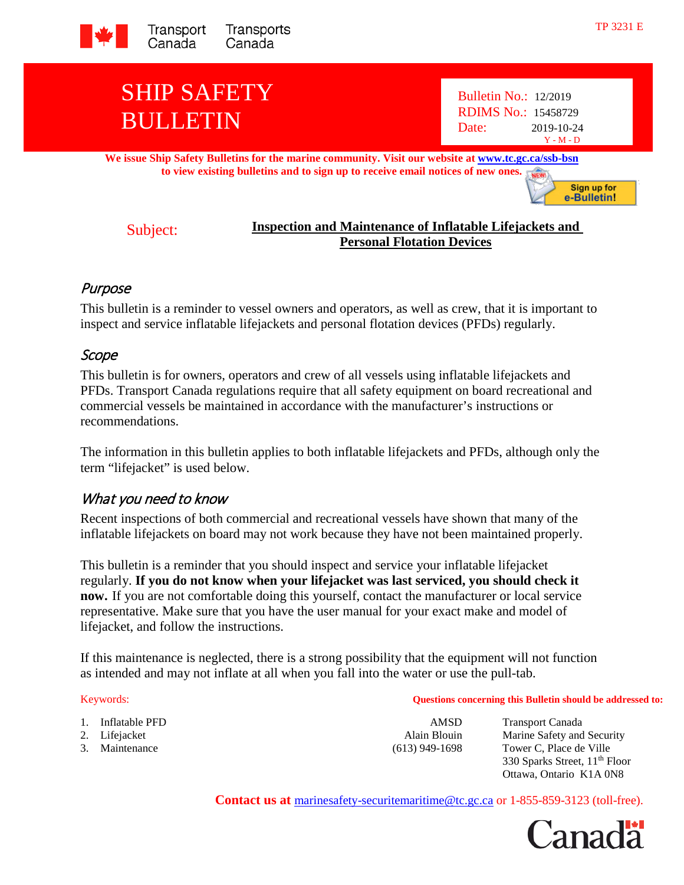Transport Canada Transports Canada

TP 3231 E

# SHIP SAFETY BULLETIN

Bulletin No.: 12/2019
RDIMS No.: 15458729
Date: 2019-10-24
Y - M - D

**We issue Ship Safety Bulletins for the marine community. Visit our website at www.tc.gc.ca/ssb-bsn to view existing bulletins and to sign up to receive email notices of new ones.**

Sign up for e-Bulletin!

Subject: **Inspection and Maintenance of Inflatable Lifejackets and Personal Flotation Devices**

## *Purpose*

This bulletin is a reminder to vessel owners and operators, as well as crew, that it is important to inspect and service inflatable lifejackets and personal flotation devices (PFDs) regularly.

## *Scope*

This bulletin is for owners, operators and crew of all vessels using inflatable lifejackets and PFDs. Transport Canada regulations require that all safety equipment on board recreational and commercial vessels be maintained in accordance with the manufacturer's instructions or recommendations.

The information in this bulletin applies to both inflatable lifejackets and PFDs, although only the term "lifejacket" is used below.

## *What you need to know*

Recent inspections of both commercial and recreational vessels have shown that many of the inflatable lifejackets on board may not work because they have not been maintained properly.

This bulletin is a reminder that you should inspect and service your inflatable lifejacket regularly. **If you do not know when your lifejacket was last serviced, you should check it now.** If you are not comfortable doing this yourself, contact the manufacturer or local service representative. Make sure that you have the user manual for your exact make and model of lifejacket, and follow the instructions.

If this maintenance is neglected, there is a strong possibility that the equipment will not function as intended and may not inflate at all when you fall into the water or use the pull-tab.

Keywords:

1. Inflatable PFD
2. Lifejacket
3. Maintenance

**Questions concerning this Bulletin should be addressed to:**

AMSD
Alain Blouin
(613) 949-1698

Transport Canada
Marine Safety and Security
Tower C, Place de Ville
330 Sparks Street, 11th Floor
Ottawa, Ontario K1A 0N8

**Contact us at** marinesafety-securitemaritime@tc.gc.ca or 1-855-859-3123 (toll-free).

Canada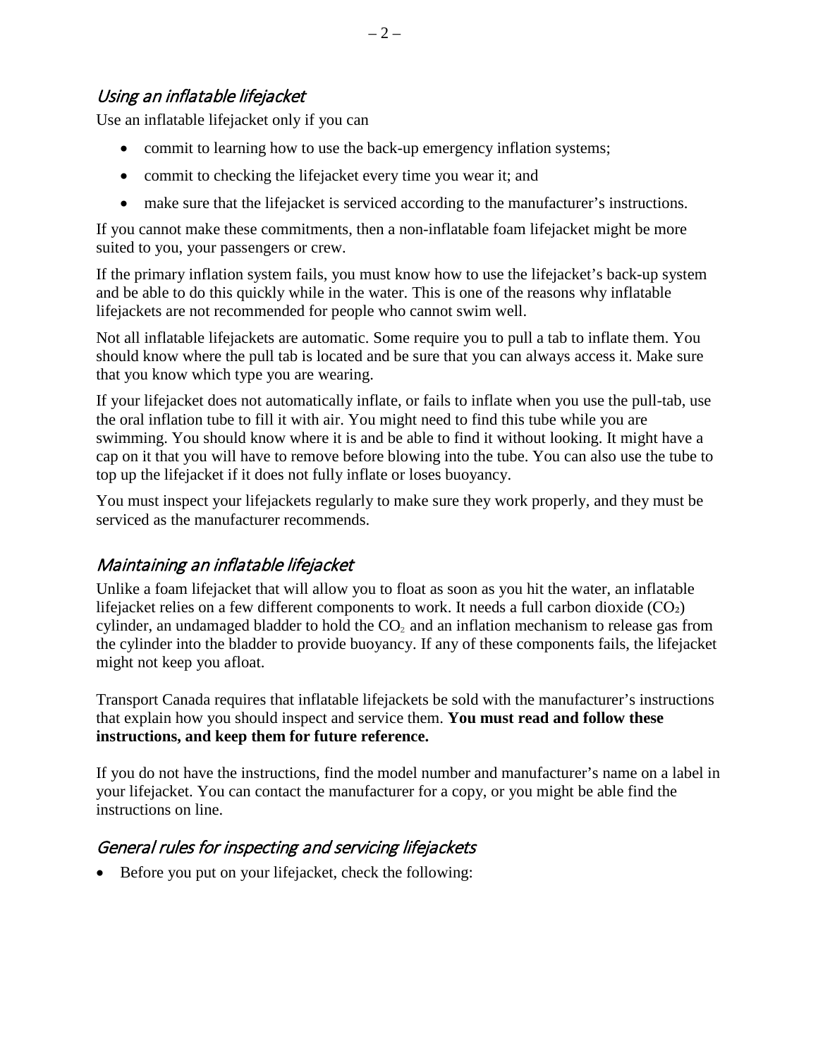## *Using an inflatable lifejacket*

Use an inflatable lifejacket only if you can

- commit to learning how to use the back-up emergency inflation systems;
- commit to checking the lifejacket every time you wear it; and
- make sure that the lifejacket is serviced according to the manufacturer's instructions.

If you cannot make these commitments, then a non-inflatable foam lifejacket might be more suited to you, your passengers or crew.

If the primary inflation system fails, you must know how to use the lifejacket's back-up system and be able to do this quickly while in the water. This is one of the reasons why inflatable lifejackets are not recommended for people who cannot swim well.

Not all inflatable lifejackets are automatic. Some require you to pull a tab to inflate them. You should know where the pull tab is located and be sure that you can always access it. Make sure that you know which type you are wearing.

If your lifejacket does not automatically inflate, or fails to inflate when you use the pull-tab, use the oral inflation tube to fill it with air. You might need to find this tube while you are swimming. You should know where it is and be able to find it without looking. It might have a cap on it that you will have to remove before blowing into the tube. You can also use the tube to top up the lifejacket if it does not fully inflate or loses buoyancy.

You must inspect your lifejackets regularly to make sure they work properly, and they must be serviced as the manufacturer recommends.

## *Maintaining an inflatable lifejacket*

Unlike a foam lifejacket that will allow you to float as soon as you hit the water, an inflatable lifejacket relies on a few different components to work. It needs a full carbon dioxide ($CO_2$) cylinder, an undamaged bladder to hold the $CO_2$ and an inflation mechanism to release gas from the cylinder into the bladder to provide buoyancy. If any of these components fails, the lifejacket might not keep you afloat.

Transport Canada requires that inflatable lifejackets be sold with the manufacturer's instructions that explain how you should inspect and service them. **You must read and follow these instructions, and keep them for future reference.**

If you do not have the instructions, find the model number and manufacturer's name on a label in your lifejacket. You can contact the manufacturer for a copy, or you might be able find the instructions on line.

## *General rules for inspecting and servicing lifejackets*

- Before you put on your lifejacket, check the following: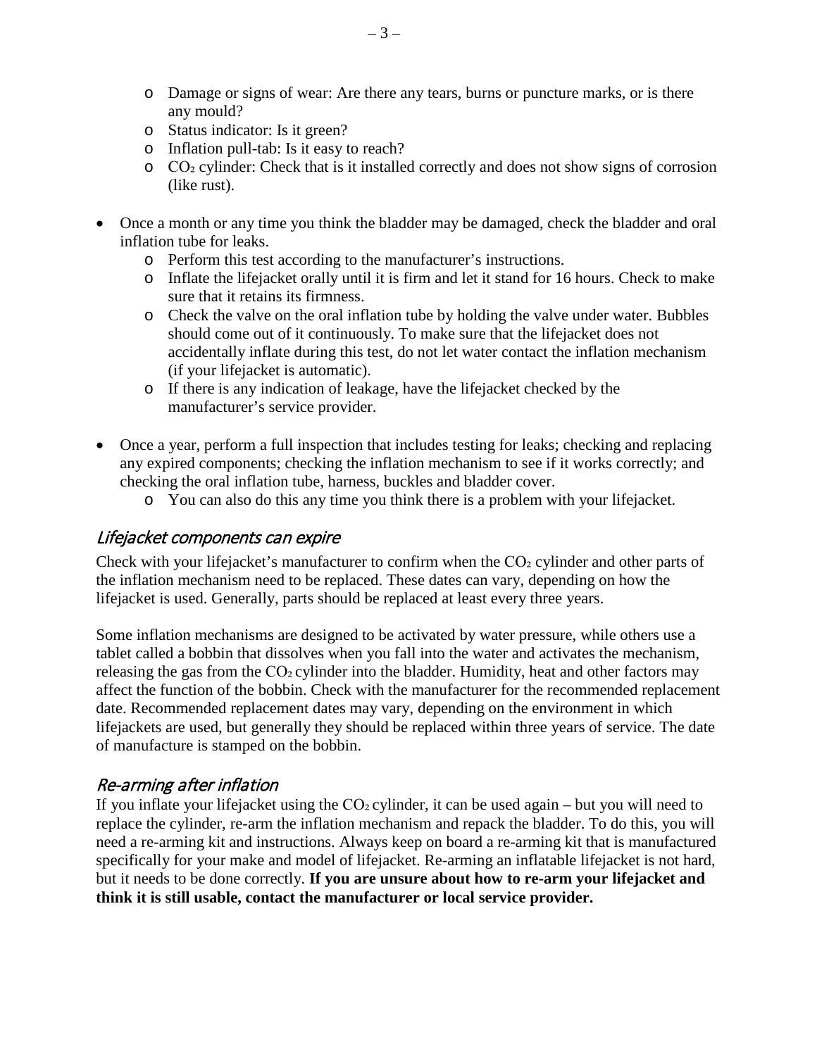- Damage or signs of wear: Are there any tears, burns or puncture marks, or is there any mould?
  - Status indicator: Is it green?
  - Inflation pull-tab: Is it easy to reach?
  - $CO_2$ cylinder: Check that is it installed correctly and does not show signs of corrosion (like rust).

- Once a month or any time you think the bladder may be damaged, check the bladder and oral inflation tube for leaks.
  - Perform this test according to the manufacturer's instructions.
  - Inflate the lifejacket orally until it is firm and let it stand for 16 hours. Check to make sure that it retains its firmness.
  - Check the valve on the oral inflation tube by holding the valve under water. Bubbles should come out of it continuously. To make sure that the lifejacket does not accidentally inflate during this test, do not let water contact the inflation mechanism (if your lifejacket is automatic).
  - If there is any indication of leakage, have the lifejacket checked by the manufacturer's service provider.

- Once a year, perform a full inspection that includes testing for leaks; checking and replacing any expired components; checking the inflation mechanism to see if it works correctly; and checking the oral inflation tube, harness, buckles and bladder cover.
  - You can also do this any time you think there is a problem with your lifejacket.

## *Lifejacket components can expire*

Check with your lifejacket's manufacturer to confirm when the $CO_2$ cylinder and other parts of the inflation mechanism need to be replaced. These dates can vary, depending on how the lifejacket is used. Generally, parts should be replaced at least every three years.

Some inflation mechanisms are designed to be activated by water pressure, while others use a tablet called a bobbin that dissolves when you fall into the water and activates the mechanism, releasing the gas from the $CO_2$ cylinder into the bladder. Humidity, heat and other factors may affect the function of the bobbin. Check with the manufacturer for the recommended replacement date. Recommended replacement dates may vary, depending on the environment in which lifejackets are used, but generally they should be replaced within three years of service. The date of manufacture is stamped on the bobbin.

## *Re-arming after inflation*

If you inflate your lifejacket using the $CO_2$ cylinder, it can be used again – but you will need to replace the cylinder, re-arm the inflation mechanism and repack the bladder. To do this, you will need a re-arming kit and instructions. Always keep on board a re-arming kit that is manufactured specifically for your make and model of lifejacket. Re-arming an inflatable lifejacket is not hard, but it needs to be done correctly. **If you are unsure about how to re-arm your lifejacket and think it is still usable, contact the manufacturer or local service provider.**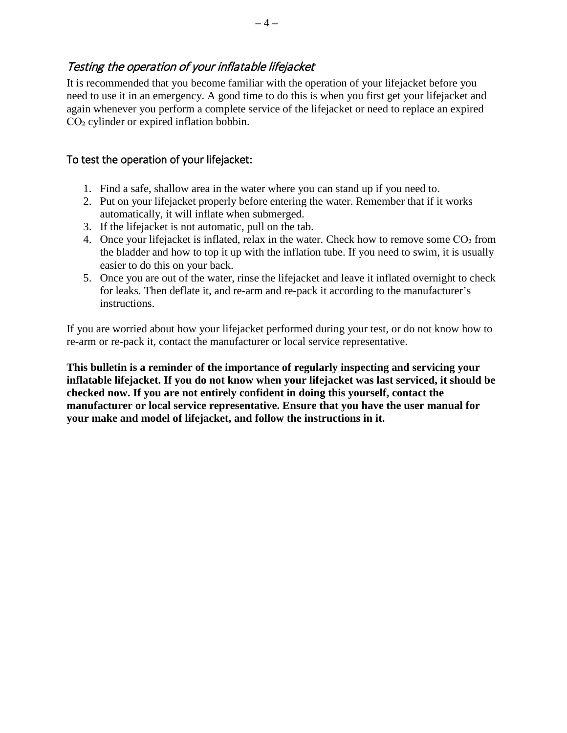### *Testing the operation of your inflatable lifejacket*

It is recommended that you become familiar with the operation of your lifejacket before you need to use it in an emergency. A good time to do this is when you first get your lifejacket and again whenever you perform a complete service of the lifejacket or need to replace an expired $CO_2$ cylinder or expired inflation bobbin.

#### To test the operation of your lifejacket:

1. Find a safe, shallow area in the water where you can stand up if you need to.
2. Put on your lifejacket properly before entering the water. Remember that if it works automatically, it will inflate when submerged.
3. If the lifejacket is not automatic, pull on the tab.
4. Once your lifejacket is inflated, relax in the water. Check how to remove some $CO_2$ from the bladder and how to top it up with the inflation tube. If you need to swim, it is usually easier to do this on your back.
5. Once you are out of the water, rinse the lifejacket and leave it inflated overnight to check for leaks. Then deflate it, and re-arm and re-pack it according to the manufacturer's instructions.

If you are worried about how your lifejacket performed during your test, or do not know how to re-arm or re-pack it, contact the manufacturer or local service representative.

**This bulletin is a reminder of the importance of regularly inspecting and servicing your inflatable lifejacket. If you do not know when your lifejacket was last serviced, it should be checked now. If you are not entirely confident in doing this yourself, contact the manufacturer or local service representative. Ensure that you have the user manual for your make and model of lifejacket, and follow the instructions in it.**